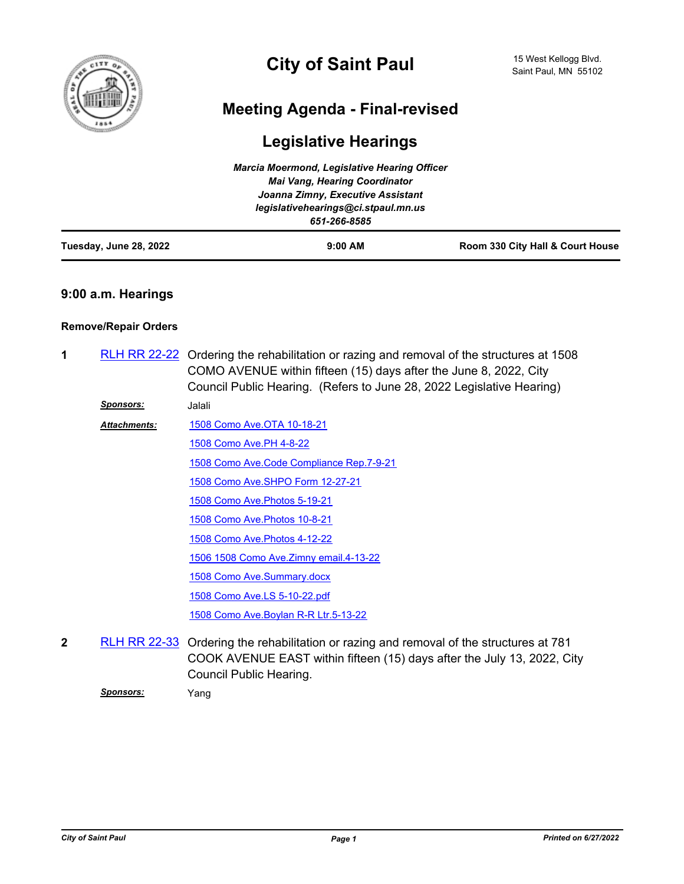# City of Saint Paul

15 West Kellogg Blvd.
Saint Paul, MN 55102

## Meeting Agenda - Final-revised

## Legislative Hearings

*Marcia Moermond, Legislative Hearing Officer*
*Mai Vang, Hearing Coordinator*
*Joanna Zimny, Executive Assistant*
*legislativehearings@ci.stpaul.mn.us*
*651-266-8585*

| Tuesday, June 28, 2022 | 9:00 AM | Room 330 City Hall & Court House |
|---|---|---|

### 9:00 a.m. Hearings

**Remove/Repair Orders**

**1** RLH RR 22-22 Ordering the rehabilitation or razing and removal of the structures at 1508 COMO AVENUE within fifteen (15) days after the June 8, 2022, City Council Public Hearing. (Refers to June 28, 2022 Legislative Hearing)

***Sponsors:*** Jalali

***Attachments:***
- 1508 Como Ave.OTA 10-18-21
- 1508 Como Ave.PH 4-8-22
- 1508 Como Ave.Code Compliance Rep.7-9-21
- 1508 Como Ave.SHPO Form 12-27-21
- 1508 Como Ave.Photos 5-19-21
- 1508 Como Ave.Photos 10-8-21
- 1508 Como Ave.Photos 4-12-22
- 1506 1508 Como Ave.Zimny email.4-13-22
- 1508 Como Ave.Summary.docx
- 1508 Como Ave.LS 5-10-22.pdf
- 1508 Como Ave.Boylan R-R Ltr.5-13-22

**2** RLH RR 22-33 Ordering the rehabilitation or razing and removal of the structures at 781 COOK AVENUE EAST within fifteen (15) days after the July 13, 2022, City Council Public Hearing.

***Sponsors:*** Yang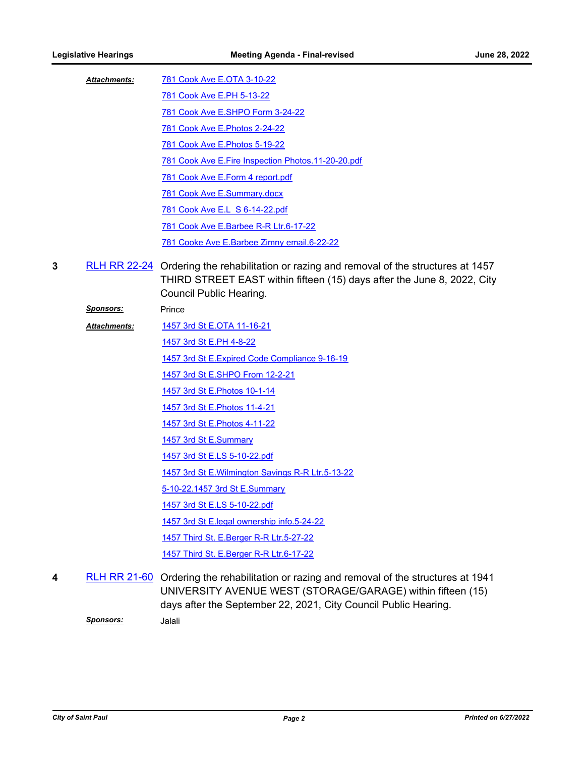***Attachments:*** 781 Cook Ave E.OTA 3-10-22

781 Cook Ave E.PH 5-13-22

781 Cook Ave E.SHPO Form 3-24-22

781 Cook Ave E.Photos 2-24-22

781 Cook Ave E.Photos 5-19-22

781 Cook Ave E.Fire Inspection Photos.11-20-20.pdf

781 Cook Ave E.Form 4 report.pdf

781 Cook Ave E.Summary.docx

781 Cook Ave E.L  S 6-14-22.pdf

781 Cook Ave E.Barbee R-R Ltr.6-17-22

781 Cooke Ave E.Barbee Zimny email.6-22-22

**3** RLH RR 22-24 Ordering the rehabilitation or razing and removal of the structures at 1457 THIRD STREET EAST within fifteen (15) days after the June 8, 2022, City Council Public Hearing.

***Sponsors:*** Prince

***Attachments:*** 1457 3rd St E.OTA 11-16-21

1457 3rd St E.PH 4-8-22

1457 3rd St E.Expired Code Compliance 9-16-19

1457 3rd St E.SHPO From 12-2-21

1457 3rd St E.Photos 10-1-14

1457 3rd St E.Photos 11-4-21

1457 3rd St E.Photos 4-11-22

1457 3rd St E.Summary

1457 3rd St E.LS 5-10-22.pdf

1457 3rd St E.Wilmington Savings R-R Ltr.5-13-22

5-10-22.1457 3rd St E.Summary

1457 3rd St E.LS 5-10-22.pdf

1457 3rd St E.legal ownership info.5-24-22

1457 Third St. E.Berger R-R Ltr.5-27-22

1457 Third St. E.Berger R-R Ltr.6-17-22

**4** RLH RR 21-60 Ordering the rehabilitation or razing and removal of the structures at 1941 UNIVERSITY AVENUE WEST (STORAGE/GARAGE) within fifteen (15) days after the September 22, 2021, City Council Public Hearing.

***Sponsors:*** Jalali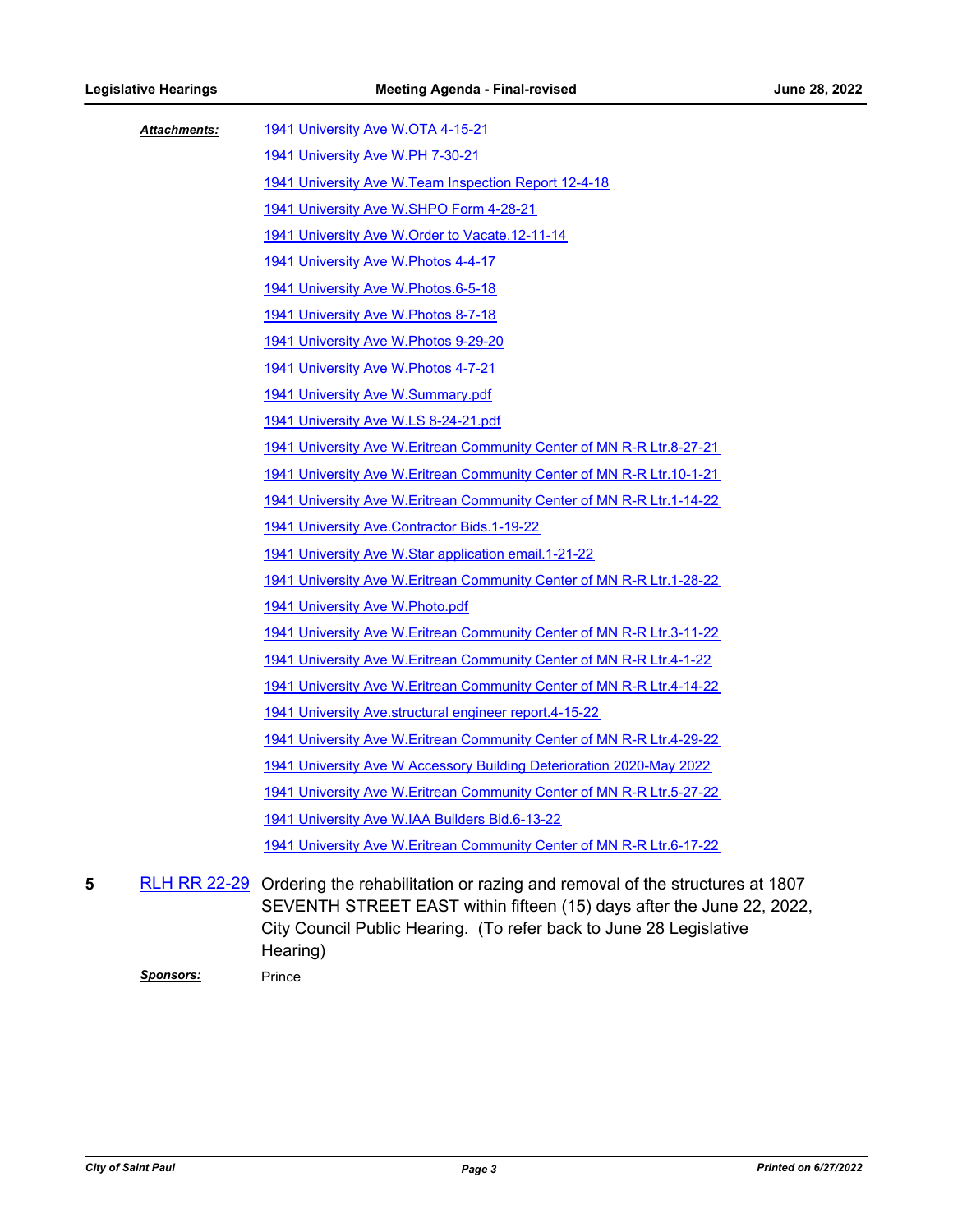***Attachments:***

- 1941 University Ave W.OTA 4-15-21
- 1941 University Ave W.PH 7-30-21
- 1941 University Ave W.Team Inspection Report 12-4-18
- 1941 University Ave W.SHPO Form 4-28-21
- 1941 University Ave W.Order to Vacate.12-11-14
- 1941 University Ave W.Photos 4-4-17
- 1941 University Ave W.Photos.6-5-18
- 1941 University Ave W.Photos 8-7-18
- 1941 University Ave W.Photos 9-29-20
- 1941 University Ave W.Photos 4-7-21
- 1941 University Ave W.Summary.pdf
- 1941 University Ave W.LS 8-24-21.pdf
- 1941 University Ave W.Eritrean Community Center of MN R-R Ltr.8-27-21
- 1941 University Ave W.Eritrean Community Center of MN R-R Ltr.10-1-21
- 1941 University Ave W.Eritrean Community Center of MN R-R Ltr.1-14-22
- 1941 University Ave.Contractor Bids.1-19-22
- 1941 University Ave W.Star application email.1-21-22
- 1941 University Ave W.Eritrean Community Center of MN R-R Ltr.1-28-22
- 1941 University Ave W.Photo.pdf
- 1941 University Ave W.Eritrean Community Center of MN R-R Ltr.3-11-22
- 1941 University Ave W.Eritrean Community Center of MN R-R Ltr.4-1-22
- 1941 University Ave W.Eritrean Community Center of MN R-R Ltr.4-14-22
- 1941 University Ave.structural engineer report.4-15-22
- 1941 University Ave W.Eritrean Community Center of MN R-R Ltr.4-29-22
- 1941 University Ave W Accessory Building Deterioration 2020-May 2022
- 1941 University Ave W.Eritrean Community Center of MN R-R Ltr.5-27-22
- 1941 University Ave W.IAA Builders Bid.6-13-22
- 1941 University Ave W.Eritrean Community Center of MN R-R Ltr.6-17-22

**5** RLH RR 22-29 Ordering the rehabilitation or razing and removal of the structures at 1807 SEVENTH STREET EAST within fifteen (15) days after the June 22, 2022, City Council Public Hearing. (To refer back to June 28 Legislative Hearing)

***Sponsors:*** Prince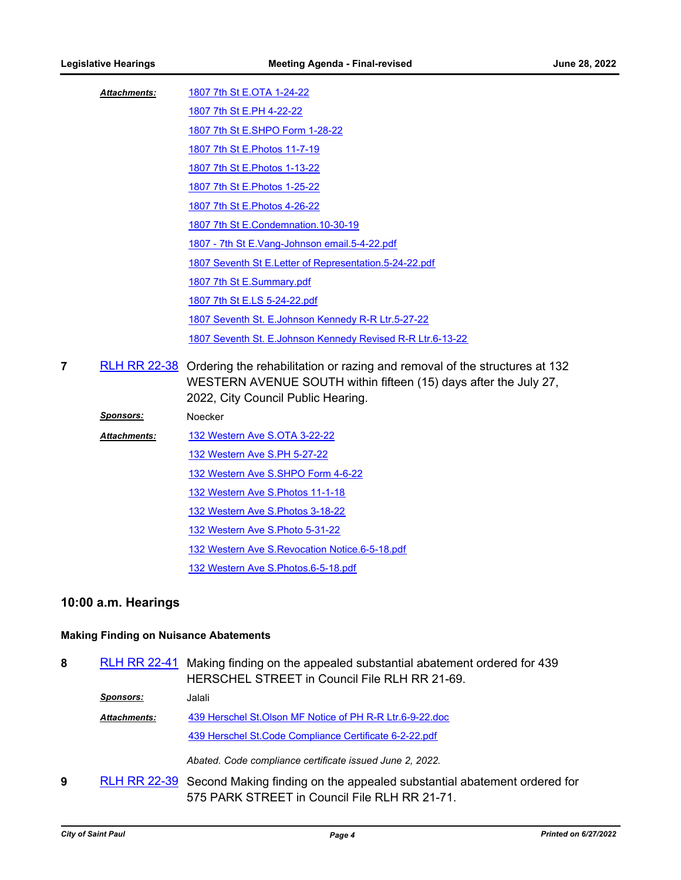**Attachments:**
1807 7th St E.OTA 1-24-22
1807 7th St E.PH 4-22-22
1807 7th St E.SHPO Form 1-28-22
1807 7th St E.Photos 11-7-19
1807 7th St E.Photos 1-13-22
1807 7th St E.Photos 1-25-22
1807 7th St E.Photos 4-26-22
1807 7th St E.Condemnation.10-30-19
1807 - 7th St E.Vang-Johnson email.5-4-22.pdf
1807 Seventh St E.Letter of Representation.5-24-22.pdf
1807 7th St E.Summary.pdf
1807 7th St E.LS 5-24-22.pdf
1807 Seventh St. E.Johnson Kennedy R-R Ltr.5-27-22
1807 Seventh St. E.Johnson Kennedy Revised R-R Ltr.6-13-22

**7** RLH RR 22-38 Ordering the rehabilitation or razing and removal of the structures at 132 WESTERN AVENUE SOUTH within fifteen (15) days after the July 27, 2022, City Council Public Hearing.

**Sponsors:** Noecker

**Attachments:**
132 Western Ave S.OTA 3-22-22
132 Western Ave S.PH 5-27-22
132 Western Ave S.SHPO Form 4-6-22
132 Western Ave S.Photos 11-1-18
132 Western Ave S.Photos 3-18-22
132 Western Ave S.Photo 5-31-22
132 Western Ave S.Revocation Notice.6-5-18.pdf
132 Western Ave S.Photos.6-5-18.pdf

## 10:00 a.m. Hearings

### Making Finding on Nuisance Abatements

**8** RLH RR 22-41 Making finding on the appealed substantial abatement ordered for 439 HERSCHEL STREET in Council File RLH RR 21-69.

**Sponsors:** Jalali

**Attachments:**
439 Herschel St.Olson MF Notice of PH R-R Ltr.6-9-22.doc
439 Herschel St.Code Compliance Certificate 6-2-22.pdf

*Abated. Code compliance certificate issued June 2, 2022.*

**9** RLH RR 22-39 Second Making finding on the appealed substantial abatement ordered for 575 PARK STREET in Council File RLH RR 21-71.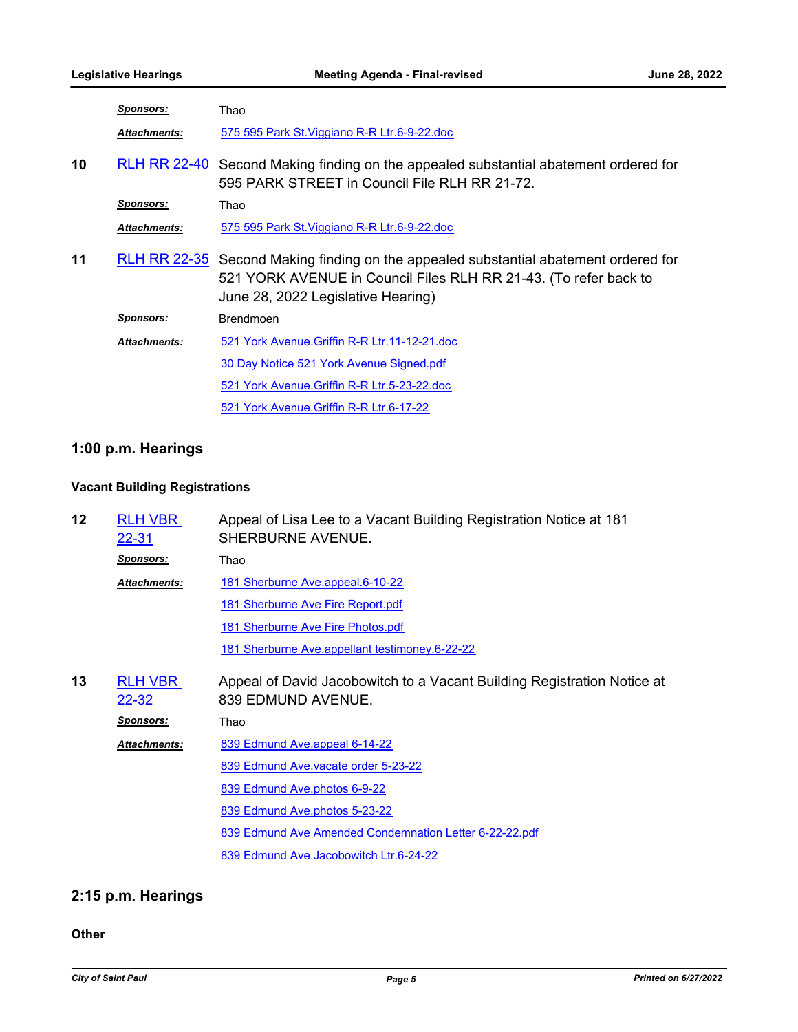**Sponsors:** Thao

**Attachments:** 575 595 Park St.Viggiano R-R Ltr.6-9-22.doc

**10** RLH RR 22-40 Second Making finding on the appealed substantial abatement ordered for 595 PARK STREET in Council File RLH RR 21-72.

**Sponsors:** Thao

**Attachments:** 575 595 Park St.Viggiano R-R Ltr.6-9-22.doc

**11** RLH RR 22-35 Second Making finding on the appealed substantial abatement ordered for 521 YORK AVENUE in Council Files RLH RR 21-43. (To refer back to June 28, 2022 Legislative Hearing)

**Sponsors:** Brendmoen

**Attachments:**
521 York Avenue.Griffin R-R Ltr.11-12-21.doc
30 Day Notice 521 York Avenue Signed.pdf
521 York Avenue.Griffin R-R Ltr.5-23-22.doc
521 York Avenue.Griffin R-R Ltr.6-17-22

## 1:00 p.m. Hearings

### Vacant Building Registrations

**12** RLH VBR 22-31 Appeal of Lisa Lee to a Vacant Building Registration Notice at 181 SHERBURNE AVENUE.

**Sponsors:** Thao

**Attachments:**
181 Sherburne Ave.appeal.6-10-22
181 Sherburne Ave Fire Report.pdf
181 Sherburne Ave Fire Photos.pdf
181 Sherburne Ave.appellant testimoney.6-22-22

**13** RLH VBR 22-32 Appeal of David Jacobowitch to a Vacant Building Registration Notice at 839 EDMUND AVENUE.

**Sponsors:** Thao

**Attachments:**
839 Edmund Ave.appeal 6-14-22
839 Edmund Ave.vacate order 5-23-22
839 Edmund Ave.photos 6-9-22
839 Edmund Ave.photos 5-23-22
839 Edmund Ave Amended Condemnation Letter 6-22-22.pdf
839 Edmund Ave.Jacobowitch Ltr.6-24-22

## 2:15 p.m. Hearings

### Other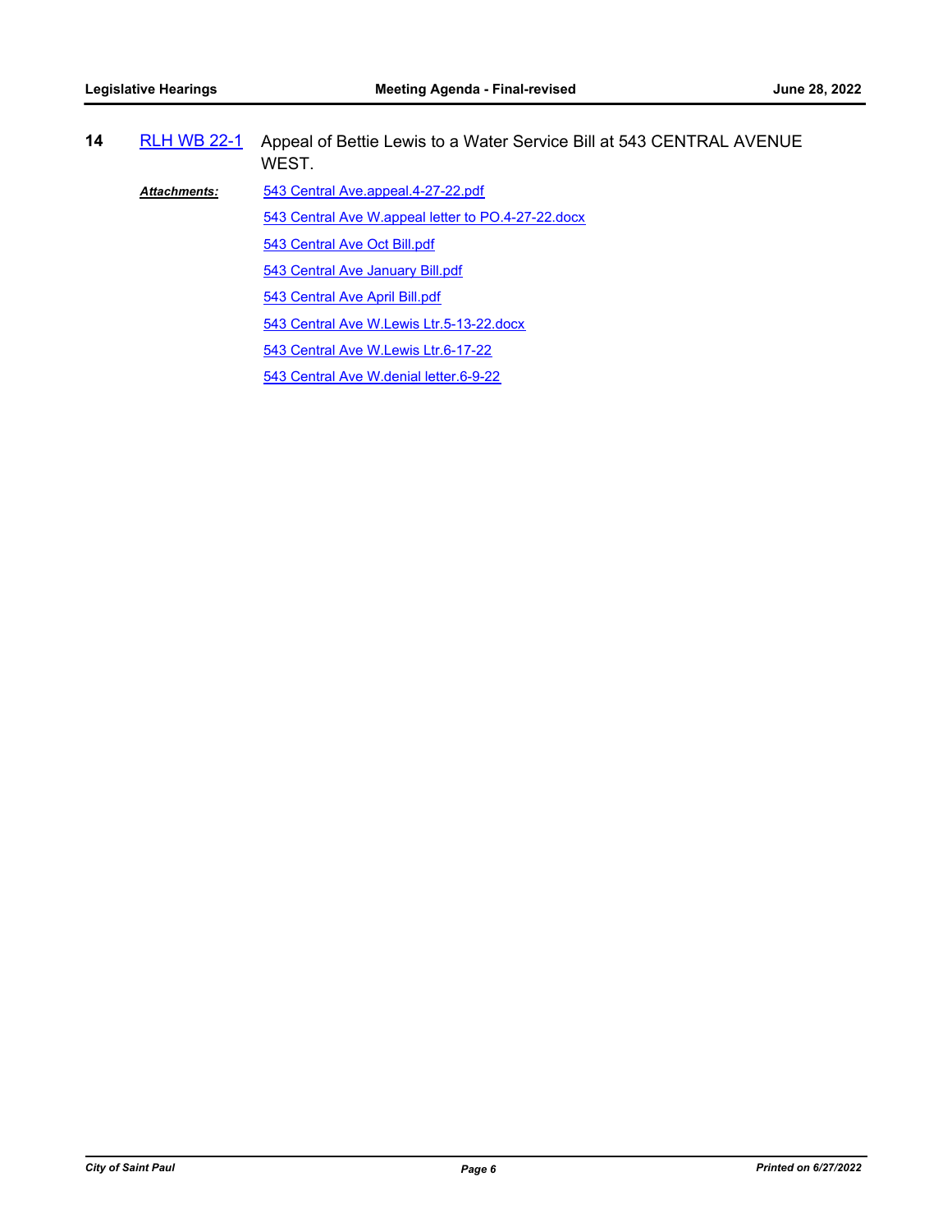**14** RLH WB 22-1 Appeal of Bettie Lewis to a Water Service Bill at 543 CENTRAL AVENUE WEST.

***Attachments:***

- 543 Central Ave.appeal.4-27-22.pdf
- 543 Central Ave W.appeal letter to PO.4-27-22.docx
- 543 Central Ave Oct Bill.pdf
- 543 Central Ave January Bill.pdf
- 543 Central Ave April Bill.pdf
- 543 Central Ave W.Lewis Ltr.5-13-22.docx
- 543 Central Ave W.Lewis Ltr.6-17-22
- 543 Central Ave W.denial letter.6-9-22